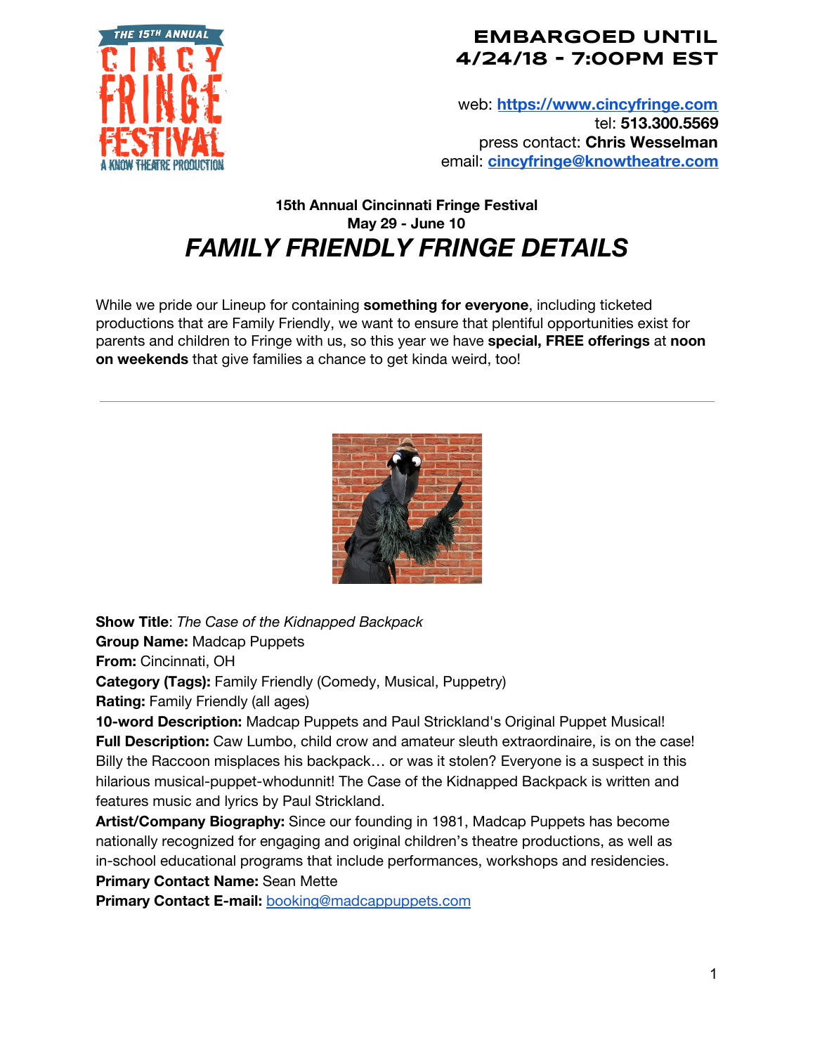**EMBARGOED UNTIL 4/24/18 - 7:00PM EST**

web: **https://www.cincyfringe.com**
tel: **513.300.5569**
press contact: **Chris Wesselman**
email: **cincyfringe@knowtheatre.com**

**15th Annual Cincinnati Fringe Festival**
**May 29 - June 10**

# *FAMILY FRIENDLY FRINGE DETAILS*

While we pride our Lineup for containing **something for everyone**, including ticketed productions that are Family Friendly, we want to ensure that plentiful opportunities exist for parents and children to Fringe with us, so this year we have **special, FREE offerings** at **noon on weekends** that give families a chance to get kinda weird, too!

---

**Show Title**: *The Case of the Kidnapped Backpack*
**Group Name:** Madcap Puppets
**From:** Cincinnati, OH
**Category (Tags):** Family Friendly (Comedy, Musical, Puppetry)
**Rating:** Family Friendly (all ages)
**10-word Description:** Madcap Puppets and Paul Strickland's Original Puppet Musical!
**Full Description:** Caw Lumbo, child crow and amateur sleuth extraordinaire, is on the case! Billy the Raccoon misplaces his backpack… or was it stolen? Everyone is a suspect in this hilarious musical-puppet-whodunnit! The Case of the Kidnapped Backpack is written and features music and lyrics by Paul Strickland.
**Artist/Company Biography:** Since our founding in 1981, Madcap Puppets has become nationally recognized for engaging and original children's theatre productions, as well as in-school educational programs that include performances, workshops and residencies.
**Primary Contact Name:** Sean Mette
**Primary Contact E-mail:** booking@madcappuppets.com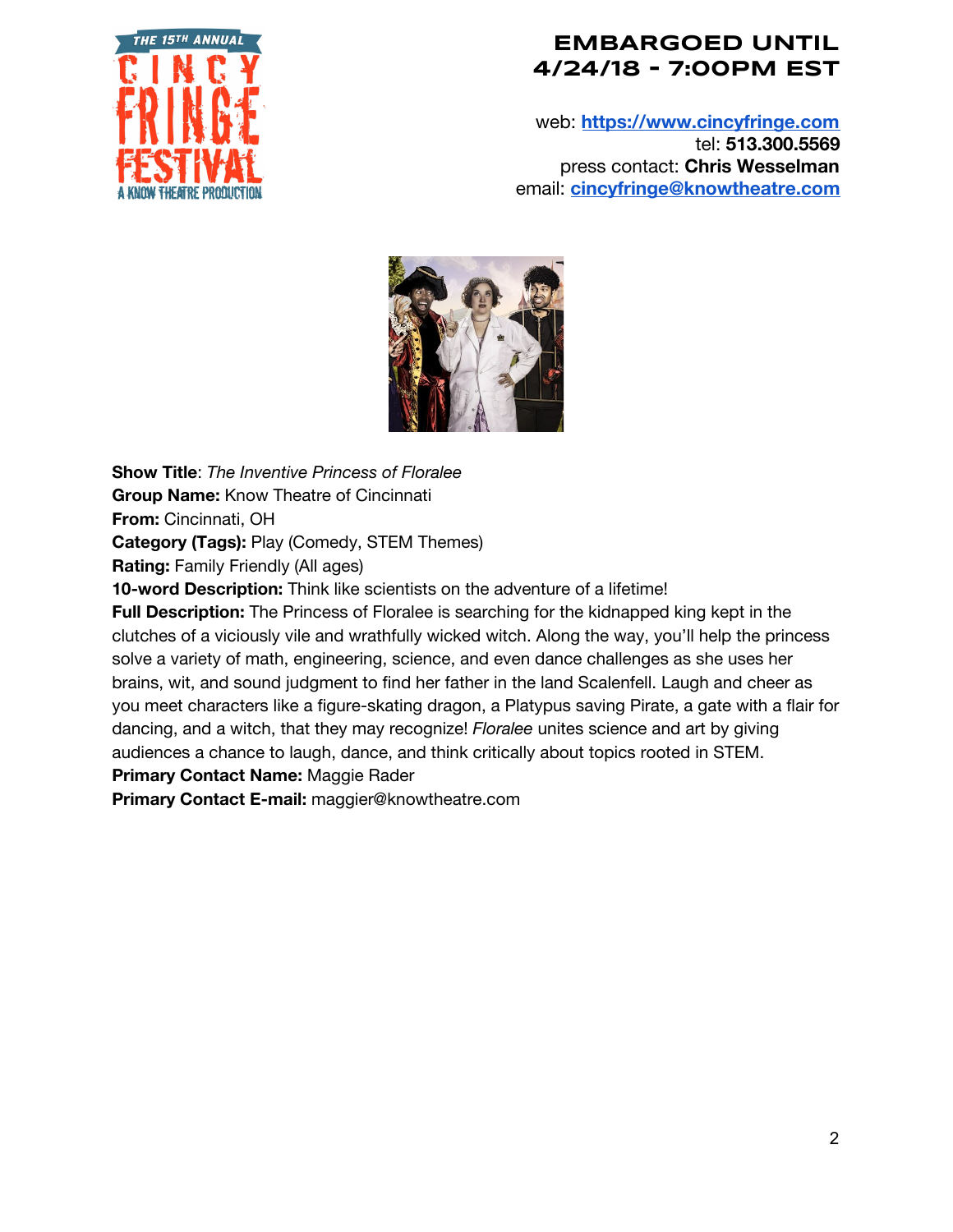**EMBARGOED UNTIL 4/24/18 - 7:00PM EST**

web: **[https://www.cincyfringe.com](https://www.cincyfringe.com)**
tel: **513.300.5569**
press contact: **Chris Wesselman**
email: **[cincyfringe@knowtheatre.com](mailto:cincyfringe@knowtheatre.com)**

**Show Title**: *The Inventive Princess of Floralee*
**Group Name:** Know Theatre of Cincinnati
**From:** Cincinnati, OH
**Category (Tags):** Play (Comedy, STEM Themes)
**Rating:** Family Friendly (All ages)
**10-word Description:** Think like scientists on the adventure of a lifetime!
**Full Description:** The Princess of Floralee is searching for the kidnapped king kept in the clutches of a viciously vile and wrathfully wicked witch. Along the way, you'll help the princess solve a variety of math, engineering, science, and even dance challenges as she uses her brains, wit, and sound judgment to find her father in the land Scalenfell. Laugh and cheer as you meet characters like a figure-skating dragon, a Platypus saving Pirate, a gate with a flair for dancing, and a witch, that they may recognize! *Floralee* unites science and art by giving audiences a chance to laugh, dance, and think critically about topics rooted in STEM.
**Primary Contact Name:** Maggie Rader
**Primary Contact E-mail:** maggier@knowtheatre.com